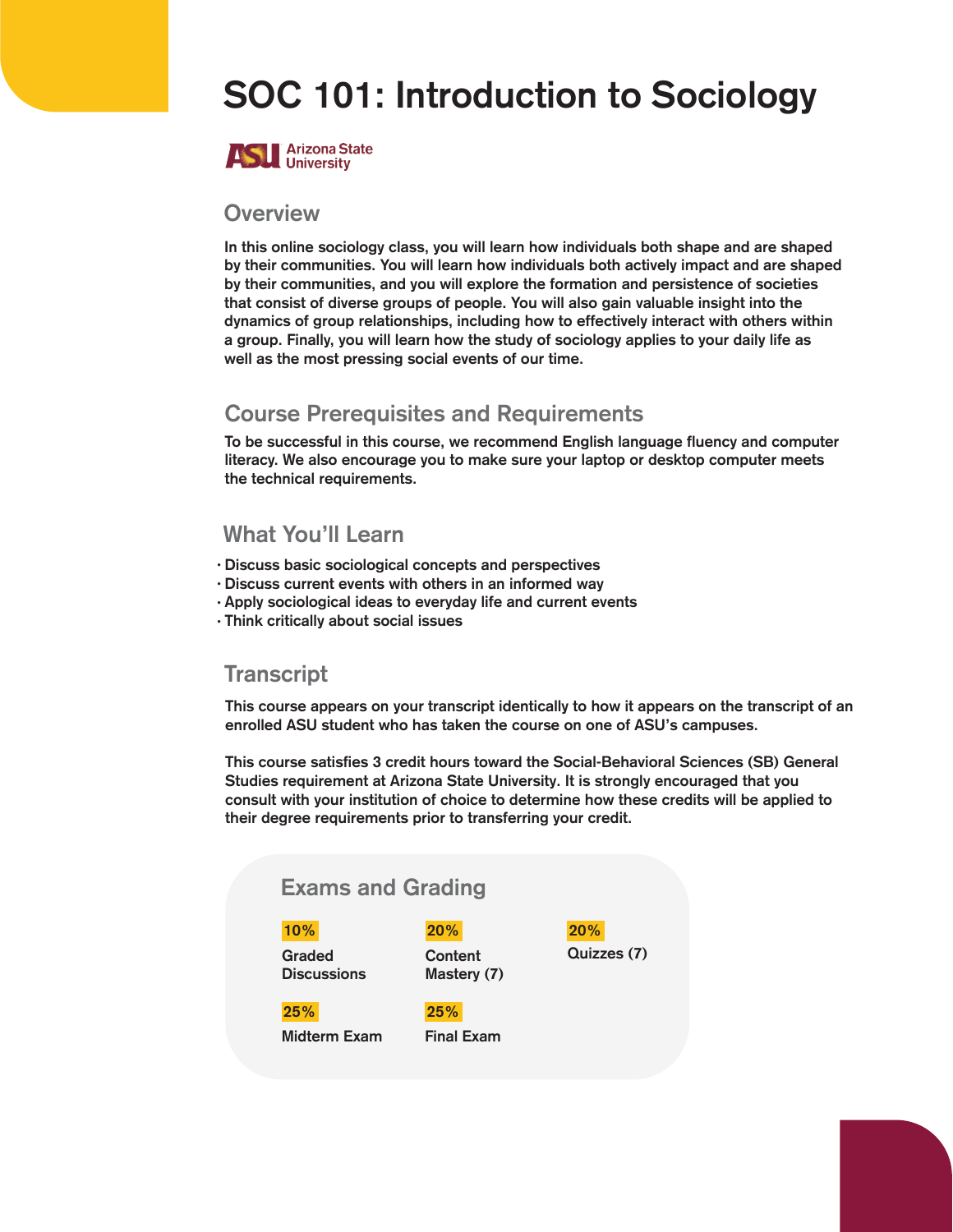# SOC 101: Introduction to Sociology

Arizona State University

## Overview

In this online sociology class, you will learn how individuals both shape and are shaped by their communities. You will learn how individuals both actively impact and are shaped by their communities, and you will explore the formation and persistence of societies that consist of diverse groups of people. You will also gain valuable insight into the dynamics of group relationships, including how to effectively interact with others within a group. Finally, you will learn how the study of sociology applies to your daily life as well as the most pressing social events of our time.

## Course Prerequisites and Requirements

To be successful in this course, we recommend English language fluency and computer literacy. We also encourage you to make sure your laptop or desktop computer meets the technical requirements.

## What You'll Learn

- Discuss basic sociological concepts and perspectives
- Discuss current events with others in an informed way
- Apply sociological ideas to everyday life and current events
- Think critically about social issues

## Transcript

This course appears on your transcript identically to how it appears on the transcript of an enrolled ASU student who has taken the course on one of ASU's campuses.

This course satisfies 3 credit hours toward the Social-Behavioral Sciences (SB) General Studies requirement at Arizona State University. It is strongly encouraged that you consult with your institution of choice to determine how these credits will be applied to their degree requirements prior to transferring your credit.

## Exams and Grading

- **10%** Graded Discussions
- **20%** Content Mastery (7)
- **20%** Quizzes (7)
- **25%** Midterm Exam
- **25%** Final Exam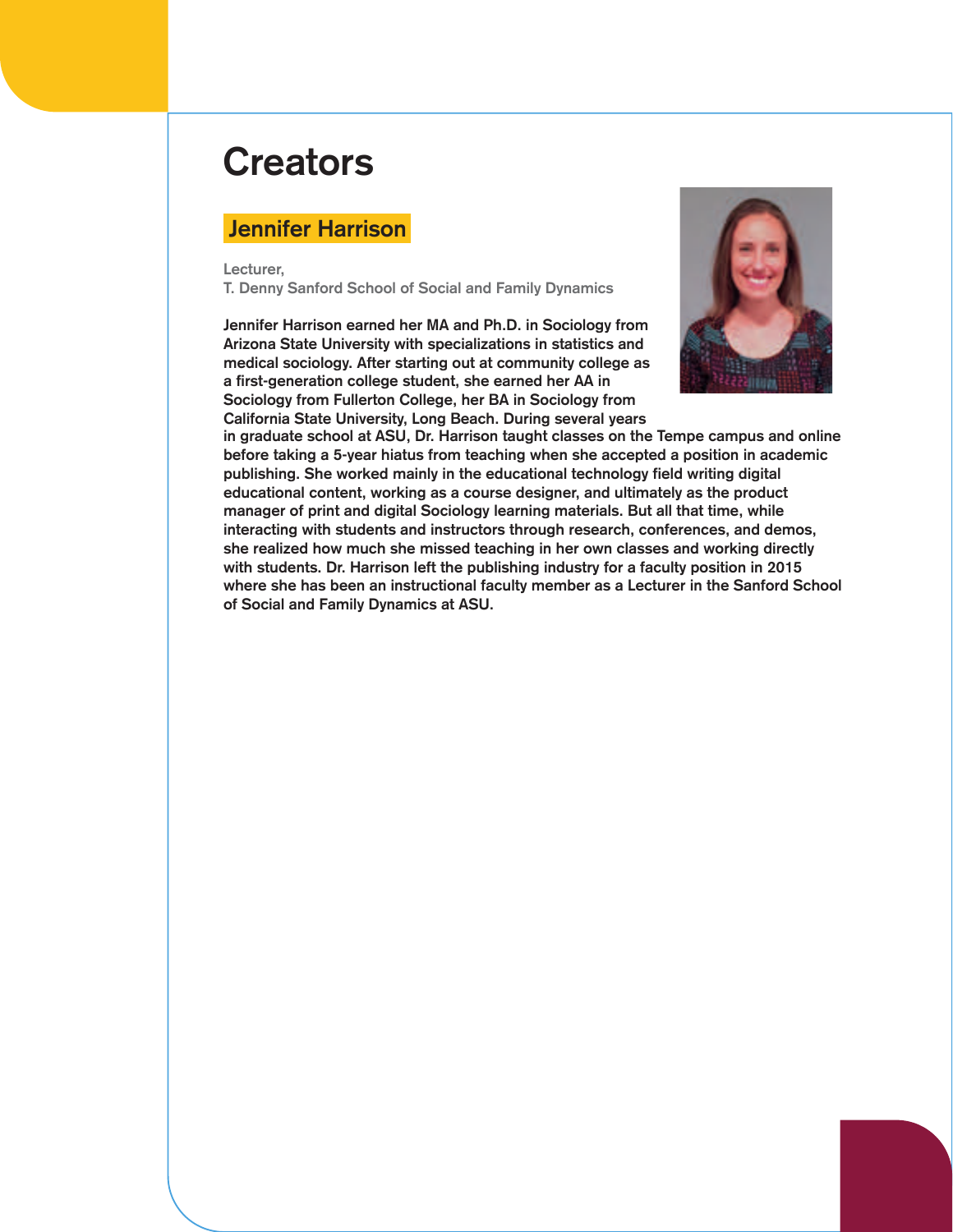# Creators

## Jennifer Harrison

Lecturer,
T. Denny Sanford School of Social and Family Dynamics

Jennifer Harrison earned her MA and Ph.D. in Sociology from Arizona State University with specializations in statistics and medical sociology. After starting out at community college as a first-generation college student, she earned her AA in Sociology from Fullerton College, her BA in Sociology from California State University, Long Beach. During several years in graduate school at ASU, Dr. Harrison taught classes on the Tempe campus and online before taking a 5-year hiatus from teaching when she accepted a position in academic publishing. She worked mainly in the educational technology field writing digital educational content, working as a course designer, and ultimately as the product manager of print and digital Sociology learning materials. But all that time, while interacting with students and instructors through research, conferences, and demos, she realized how much she missed teaching in her own classes and working directly with students. Dr. Harrison left the publishing industry for a faculty position in 2015 where she has been an instructional faculty member as a Lecturer in the Sanford School of Social and Family Dynamics at ASU.